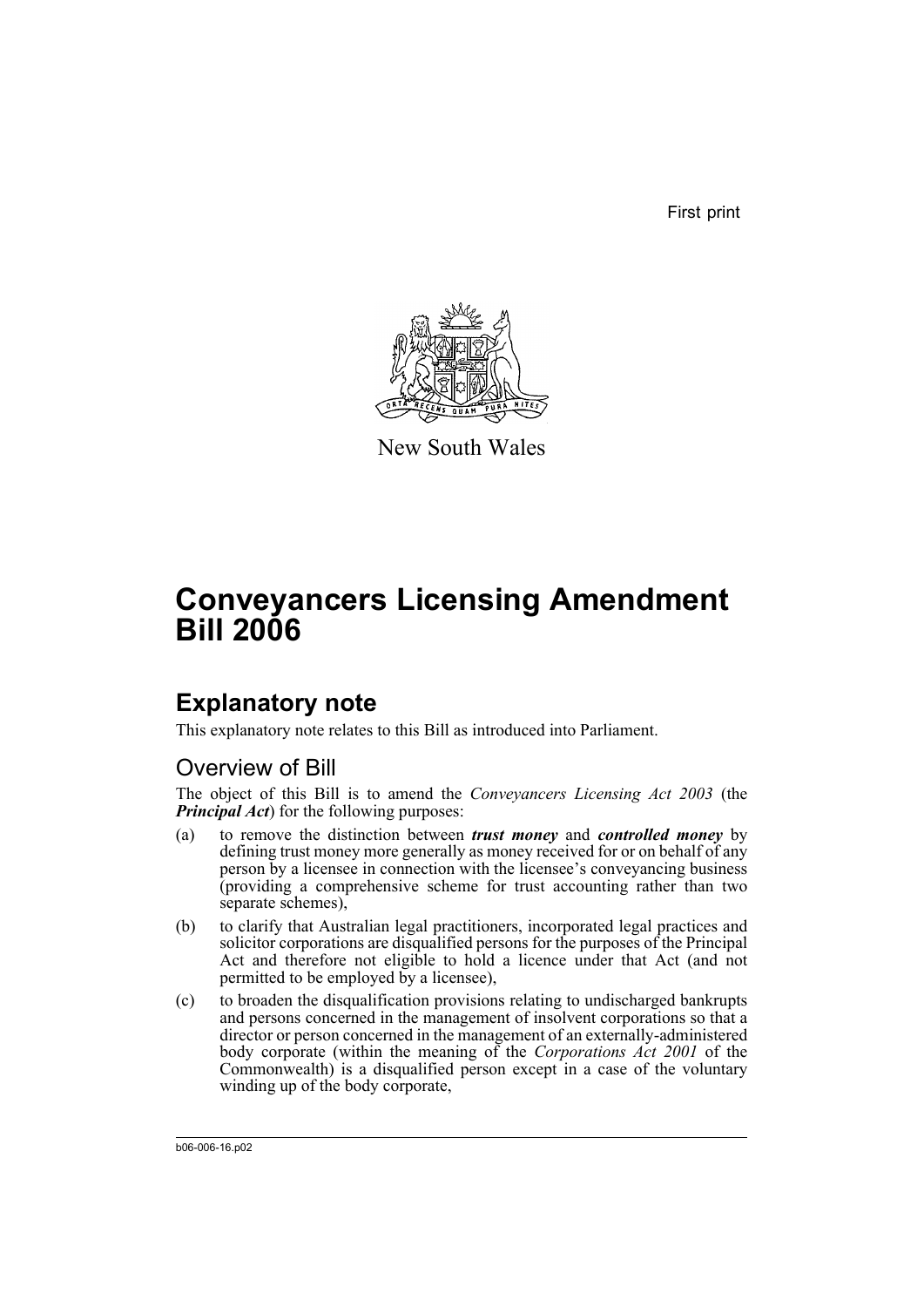First print

New South Wales

# Conveyancers Licensing Amendment Bill 2006

## Explanatory note

This explanatory note relates to this Bill as introduced into Parliament.

### Overview of Bill

The object of this Bill is to amend the *Conveyancers Licensing Act 2003* (the ***Principal Act***) for the following purposes:

(a) to remove the distinction between ***trust money*** and ***controlled money*** by defining trust money more generally as money received for or on behalf of any person by a licensee in connection with the licensee's conveyancing business (providing a comprehensive scheme for trust accounting rather than two separate schemes),

(b) to clarify that Australian legal practitioners, incorporated legal practices and solicitor corporations are disqualified persons for the purposes of the Principal Act and therefore not eligible to hold a licence under that Act (and not permitted to be employed by a licensee),

(c) to broaden the disqualification provisions relating to undischarged bankrupts and persons concerned in the management of insolvent corporations so that a director or person concerned in the management of an externally-administered body corporate (within the meaning of the *Corporations Act 2001* of the Commonwealth) is a disqualified person except in a case of the voluntary winding up of the body corporate,

b06-006-16.p02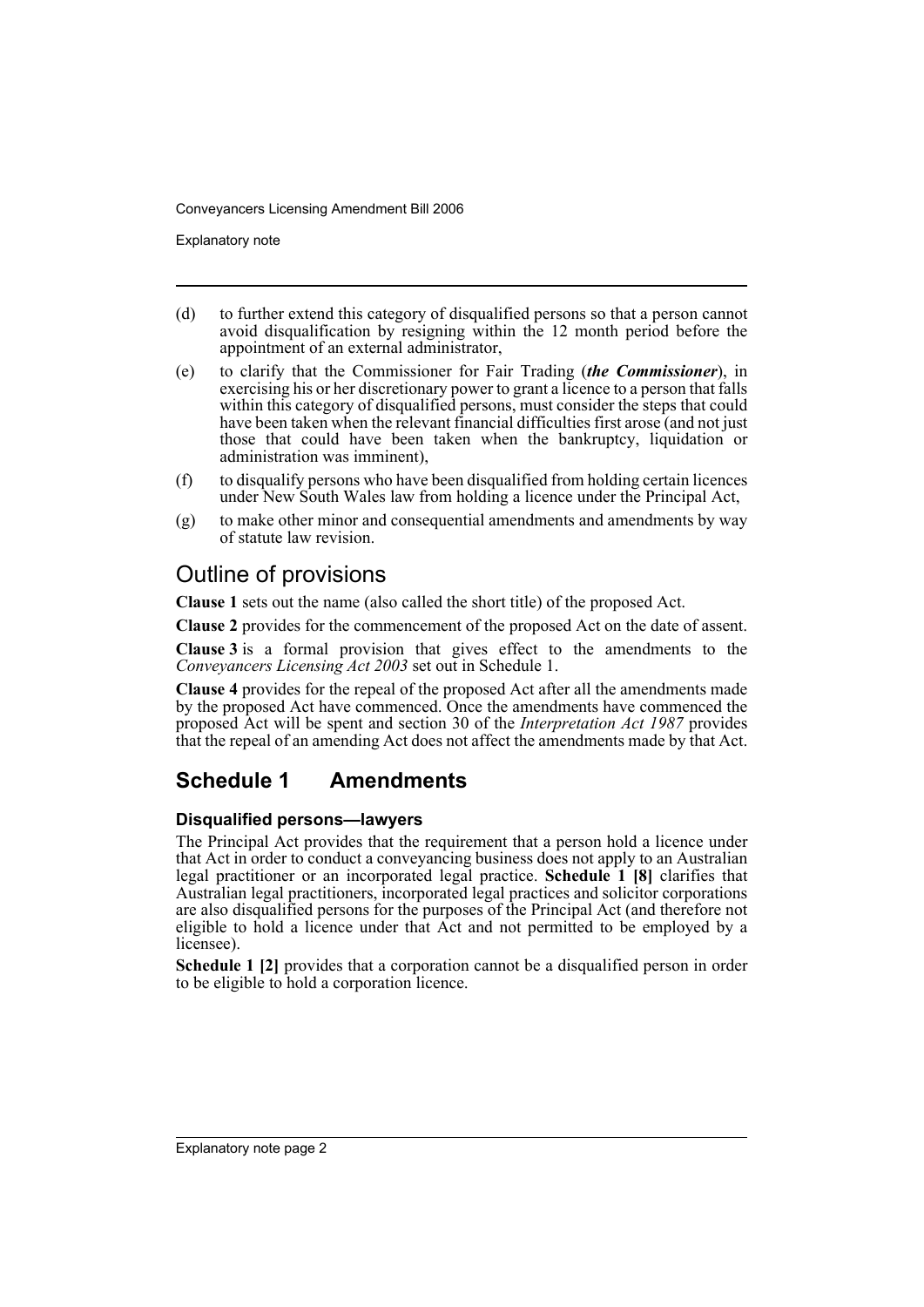(d) to further extend this category of disqualified persons so that a person cannot avoid disqualification by resigning within the 12 month period before the appointment of an external administrator,

(e) to clarify that the Commissioner for Fair Trading (***the Commissioner***), in exercising his or her discretionary power to grant a licence to a person that falls within this category of disqualified persons, must consider the steps that could have been taken when the relevant financial difficulties first arose (and not just those that could have been taken when the bankruptcy, liquidation or administration was imminent),

(f) to disqualify persons who have been disqualified from holding certain licences under New South Wales law from holding a licence under the Principal Act,

(g) to make other minor and consequential amendments and amendments by way of statute law revision.

## Outline of provisions

**Clause 1** sets out the name (also called the short title) of the proposed Act.

**Clause 2** provides for the commencement of the proposed Act on the date of assent.

**Clause 3** is a formal provision that gives effect to the amendments to the *Conveyancers Licensing Act 2003* set out in Schedule 1.

**Clause 4** provides for the repeal of the proposed Act after all the amendments made by the proposed Act have commenced. Once the amendments have commenced the proposed Act will be spent and section 30 of the *Interpretation Act 1987* provides that the repeal of an amending Act does not affect the amendments made by that Act.

## Schedule 1 Amendments

### Disqualified persons—lawyers

The Principal Act provides that the requirement that a person hold a licence under that Act in order to conduct a conveyancing business does not apply to an Australian legal practitioner or an incorporated legal practice. **Schedule 1 [8]** clarifies that Australian legal practitioners, incorporated legal practices and solicitor corporations are also disqualified persons for the purposes of the Principal Act (and therefore not eligible to hold a licence under that Act and not permitted to be employed by a licensee).

**Schedule 1 [2]** provides that a corporation cannot be a disqualified person in order to be eligible to hold a corporation licence.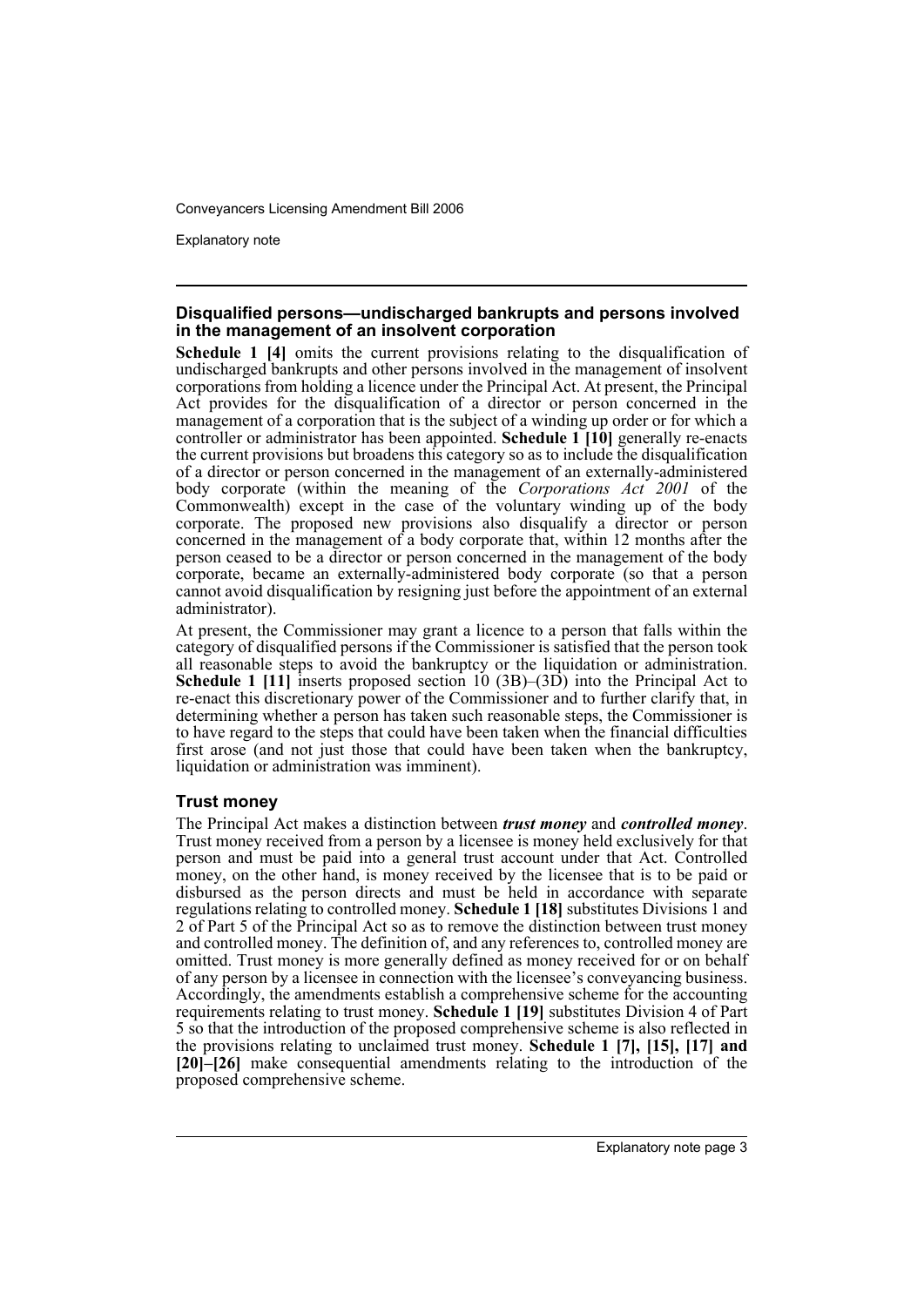### Disqualified persons—undischarged bankrupts and persons involved in the management of an insolvent corporation

**Schedule 1 [4]** omits the current provisions relating to the disqualification of undischarged bankrupts and other persons involved in the management of insolvent corporations from holding a licence under the Principal Act. At present, the Principal Act provides for the disqualification of a director or person concerned in the management of a corporation that is the subject of a winding up order or for which a controller or administrator has been appointed. **Schedule 1 [10]** generally re-enacts the current provisions but broadens this category so as to include the disqualification of a director or person concerned in the management of an externally-administered body corporate (within the meaning of the *Corporations Act 2001* of the Commonwealth) except in the case of the voluntary winding up of the body corporate. The proposed new provisions also disqualify a director or person concerned in the management of a body corporate that, within 12 months after the person ceased to be a director or person concerned in the management of the body corporate, became an externally-administered body corporate (so that a person cannot avoid disqualification by resigning just before the appointment of an external administrator).

At present, the Commissioner may grant a licence to a person that falls within the category of disqualified persons if the Commissioner is satisfied that the person took all reasonable steps to avoid the bankruptcy or the liquidation or administration. **Schedule 1 [11]** inserts proposed section 10 (3B)–(3D) into the Principal Act to re-enact this discretionary power of the Commissioner and to further clarify that, in determining whether a person has taken such reasonable steps, the Commissioner is to have regard to the steps that could have been taken when the financial difficulties first arose (and not just those that could have been taken when the bankruptcy, liquidation or administration was imminent).

### Trust money

The Principal Act makes a distinction between ***trust money*** and ***controlled money***. Trust money received from a person by a licensee is money held exclusively for that person and must be paid into a general trust account under that Act. Controlled money, on the other hand, is money received by the licensee that is to be paid or disbursed as the person directs and must be held in accordance with separate regulations relating to controlled money. **Schedule 1 [18]** substitutes Divisions 1 and 2 of Part 5 of the Principal Act so as to remove the distinction between trust money and controlled money. The definition of, and any references to, controlled money are omitted. Trust money is more generally defined as money received for or on behalf of any person by a licensee in connection with the licensee's conveyancing business. Accordingly, the amendments establish a comprehensive scheme for the accounting requirements relating to trust money. **Schedule 1 [19]** substitutes Division 4 of Part 5 so that the introduction of the proposed comprehensive scheme is also reflected in the provisions relating to unclaimed trust money. **Schedule 1 [7], [15], [17] and [20]–[26]** make consequential amendments relating to the introduction of the proposed comprehensive scheme.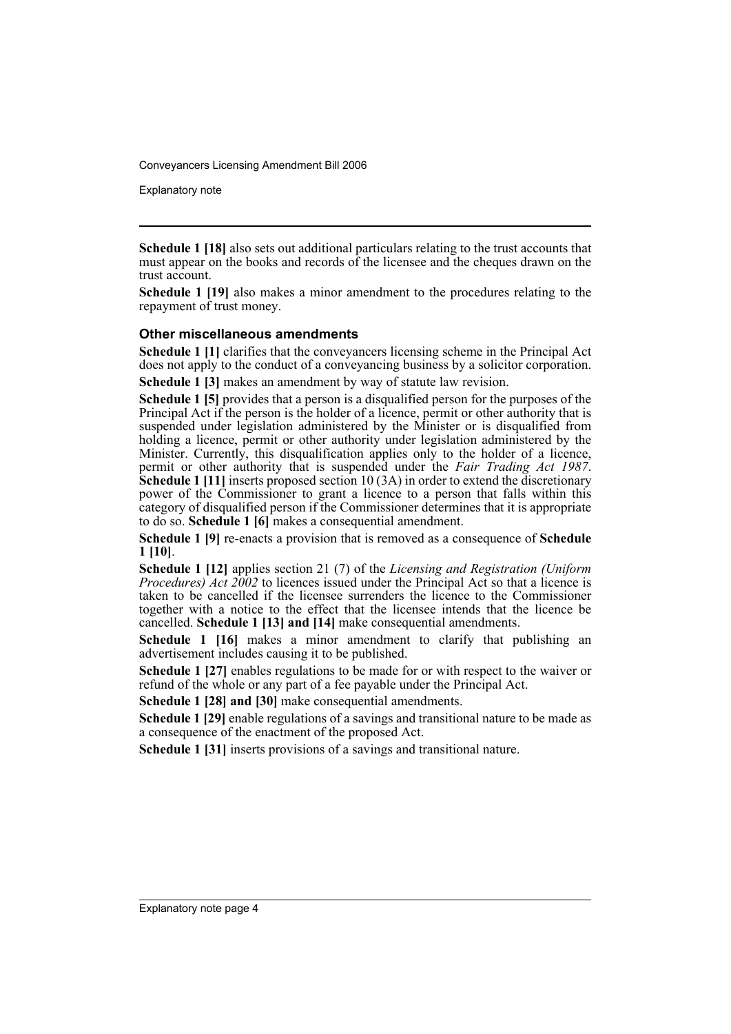**Schedule 1 [18]** also sets out additional particulars relating to the trust accounts that must appear on the books and records of the licensee and the cheques drawn on the trust account.

**Schedule 1 [19]** also makes a minor amendment to the procedures relating to the repayment of trust money.

### Other miscellaneous amendments

**Schedule 1 [1]** clarifies that the conveyancers licensing scheme in the Principal Act does not apply to the conduct of a conveyancing business by a solicitor corporation.

**Schedule 1 [3]** makes an amendment by way of statute law revision.

**Schedule 1 [5]** provides that a person is a disqualified person for the purposes of the Principal Act if the person is the holder of a licence, permit or other authority that is suspended under legislation administered by the Minister or is disqualified from holding a licence, permit or other authority under legislation administered by the Minister. Currently, this disqualification applies only to the holder of a licence, permit or other authority that is suspended under the *Fair Trading Act 1987*. **Schedule 1 [11]** inserts proposed section 10 (3A) in order to extend the discretionary power of the Commissioner to grant a licence to a person that falls within this category of disqualified person if the Commissioner determines that it is appropriate to do so. **Schedule 1 [6]** makes a consequential amendment.

**Schedule 1 [9]** re-enacts a provision that is removed as a consequence of **Schedule 1 [10]**.

**Schedule 1 [12]** applies section 21 (7) of the *Licensing and Registration (Uniform Procedures) Act 2002* to licences issued under the Principal Act so that a licence is taken to be cancelled if the licensee surrenders the licence to the Commissioner together with a notice to the effect that the licensee intends that the licence be cancelled. **Schedule 1 [13] and [14]** make consequential amendments.

**Schedule 1 [16]** makes a minor amendment to clarify that publishing an advertisement includes causing it to be published.

**Schedule 1 [27]** enables regulations to be made for or with respect to the waiver or refund of the whole or any part of a fee payable under the Principal Act.

**Schedule 1 [28] and [30]** make consequential amendments.

**Schedule 1 [29]** enable regulations of a savings and transitional nature to be made as a consequence of the enactment of the proposed Act.

**Schedule 1 [31]** inserts provisions of a savings and transitional nature.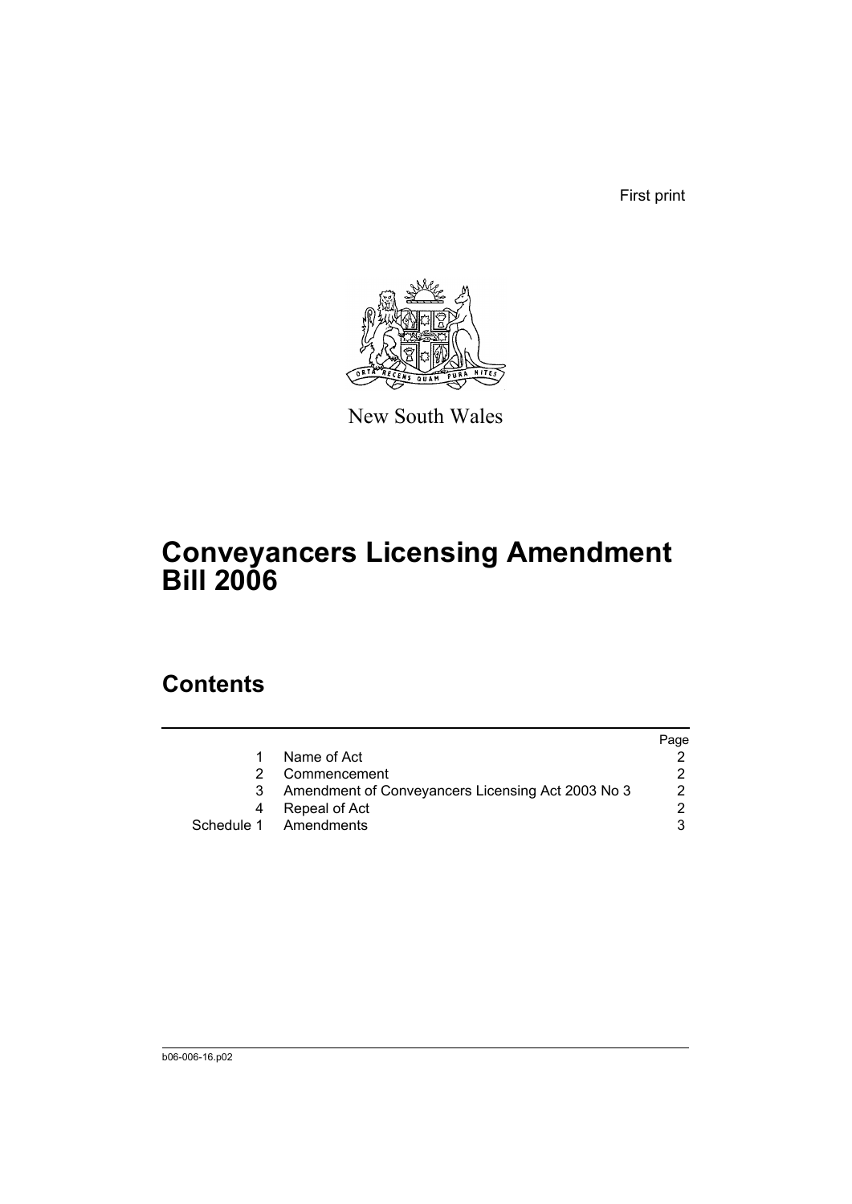First print

New South Wales

# Conveyancers Licensing Amendment Bill 2006

## Contents

| | | Page |
|---|---|---|
| 1 | Name of Act | 2 |
| 2 | Commencement | 2 |
| 3 | Amendment of Conveyancers Licensing Act 2003 No 3 | 2 |
| 4 | Repeal of Act | 2 |
| Schedule 1 | Amendments | 3 |

b06-006-16.p02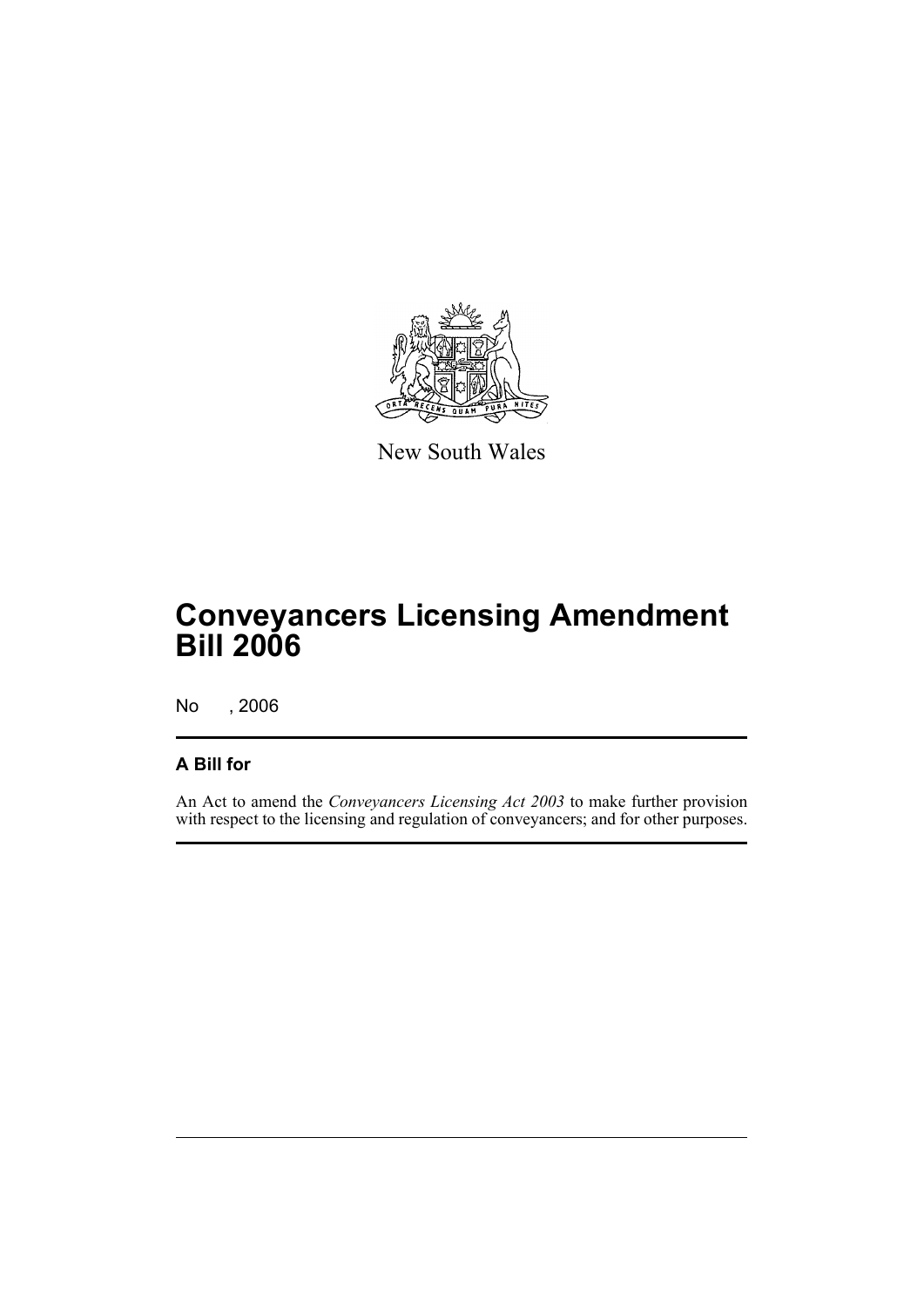New South Wales

# Conveyancers Licensing Amendment Bill 2006

No , 2006

## A Bill for

An Act to amend the *Conveyancers Licensing Act 2003* to make further provision with respect to the licensing and regulation of conveyancers; and for other purposes.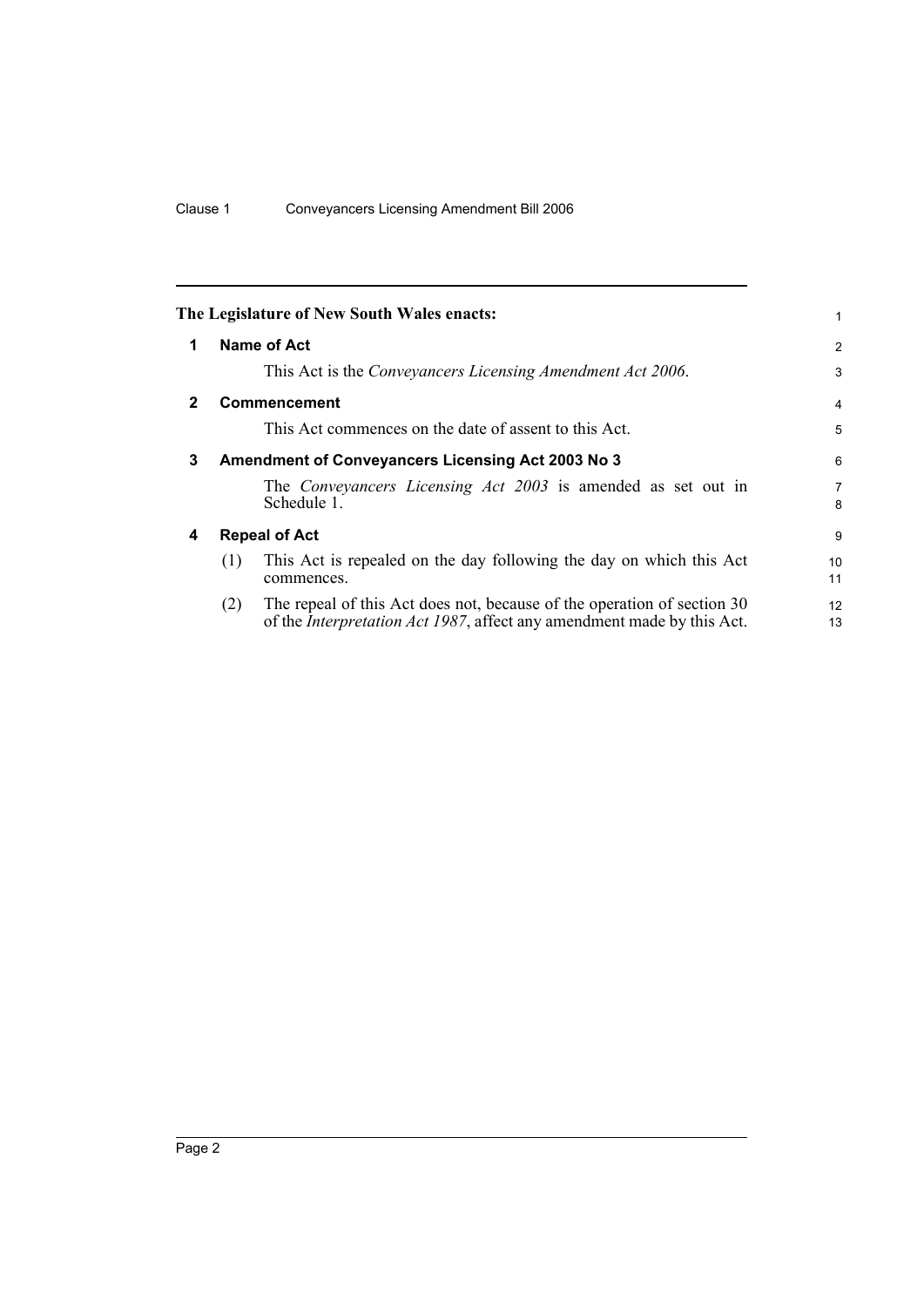The Legislature of New South Wales enacts:

## 1 Name of Act

This Act is the *Conveyancers Licensing Amendment Act 2006*.

## 2 Commencement

This Act commences on the date of assent to this Act.

## 3 Amendment of Conveyancers Licensing Act 2003 No 3

The *Conveyancers Licensing Act 2003* is amended as set out in Schedule 1.

## 4 Repeal of Act

(1) This Act is repealed on the day following the day on which this Act commences.

(2) The repeal of this Act does not, because of the operation of section 30 of the *Interpretation Act 1987*, affect any amendment made by this Act.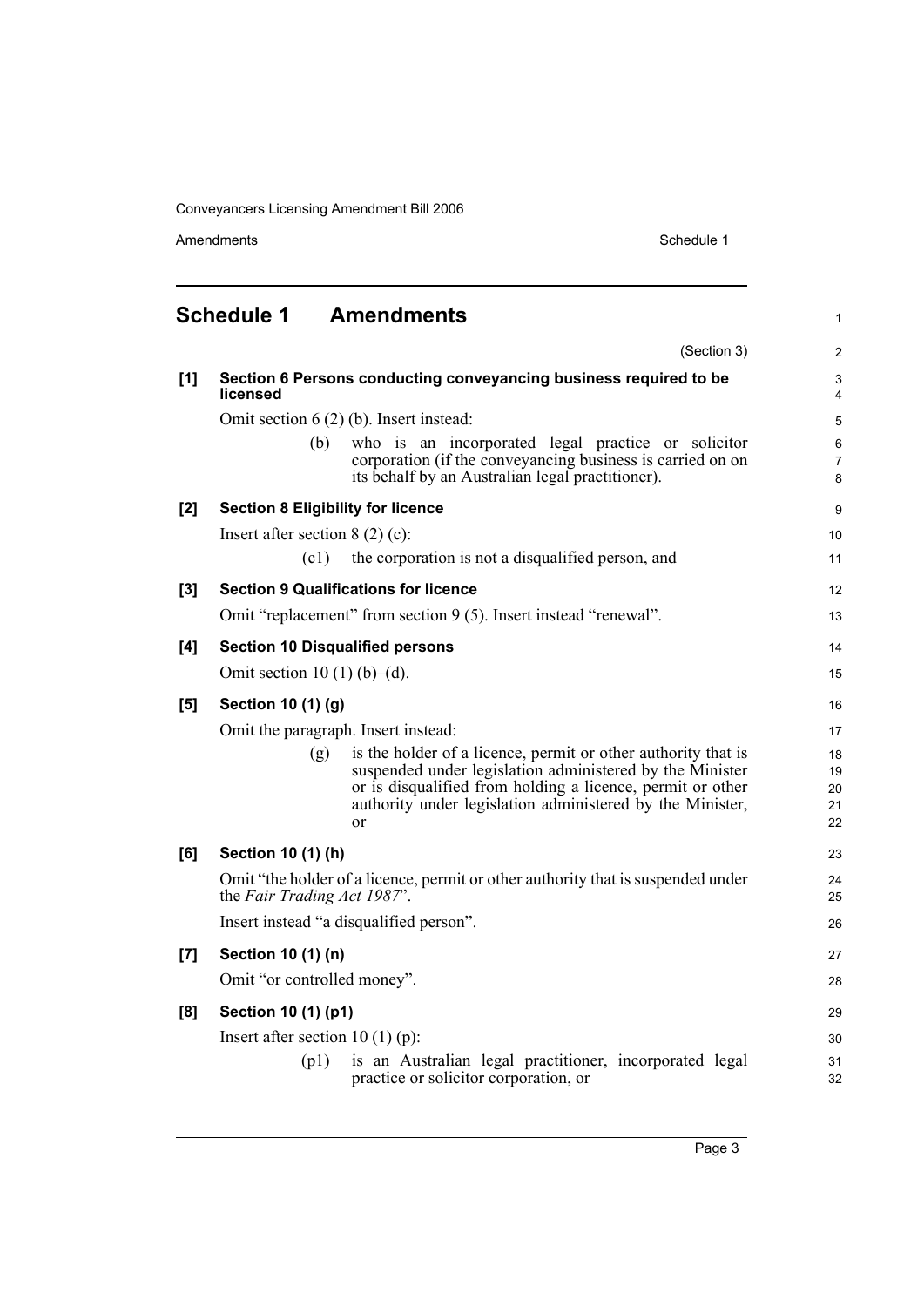# Schedule 1 Amendments

(Section 3)

**[1] Section 6 Persons conducting conveyancing business required to be licensed**

Omit section 6 (2) (b). Insert instead:

> (b) who is an incorporated legal practice or solicitor corporation (if the conveyancing business is carried on on its behalf by an Australian legal practitioner).

**[2] Section 8 Eligibility for licence**

Insert after section 8 (2) (c):

> (c1) the corporation is not a disqualified person, and

**[3] Section 9 Qualifications for licence**

Omit "replacement" from section 9 (5). Insert instead "renewal".

**[4] Section 10 Disqualified persons**

Omit section 10 (1) (b)–(d).

**[5] Section 10 (1) (g)**

Omit the paragraph. Insert instead:

> (g) is the holder of a licence, permit or other authority that is suspended under legislation administered by the Minister or is disqualified from holding a licence, permit or other authority under legislation administered by the Minister, or

**[6] Section 10 (1) (h)**

Omit "the holder of a licence, permit or other authority that is suspended under the *Fair Trading Act 1987*".

Insert instead "a disqualified person".

**[7] Section 10 (1) (n)**

Omit "or controlled money".

**[8] Section 10 (1) (p1)**

Insert after section 10 (1) (p):

> (p1) is an Australian legal practitioner, incorporated legal practice or solicitor corporation, or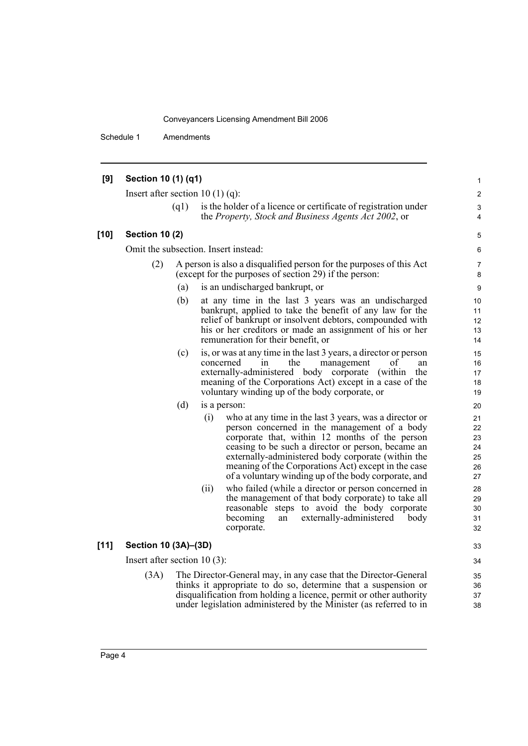**[9] Section 10 (1) (q1)**

Insert after section 10 (1) (q):

(q1) is the holder of a licence or certificate of registration under the *Property, Stock and Business Agents Act 2002*, or

**[10] Section 10 (2)**

Omit the subsection. Insert instead:

(2) A person is also a disqualified person for the purposes of this Act (except for the purposes of section 29) if the person:

(a) is an undischarged bankrupt, or

(b) at any time in the last 3 years was an undischarged bankrupt, applied to take the benefit of any law for the relief of bankrupt or insolvent debtors, compounded with his or her creditors or made an assignment of his or her remuneration for their benefit, or

(c) is, or was at any time in the last 3 years, a director or person concerned in the management of an externally-administered body corporate (within the meaning of the Corporations Act) except in a case of the voluntary winding up of the body corporate, or

(d) is a person:

(i) who at any time in the last 3 years, was a director or person concerned in the management of a body corporate that, within 12 months of the person ceasing to be such a director or person, became an externally-administered body corporate (within the meaning of the Corporations Act) except in the case of a voluntary winding up of the body corporate, and

(ii) who failed (while a director or person concerned in the management of that body corporate) to take all reasonable steps to avoid the body corporate becoming an externally-administered body corporate.

**[11] Section 10 (3A)–(3D)**

Insert after section 10 (3):

(3A) The Director-General may, in any case that the Director-General thinks it appropriate to do so, determine that a suspension or disqualification from holding a licence, permit or other authority under legislation administered by the Minister (as referred to in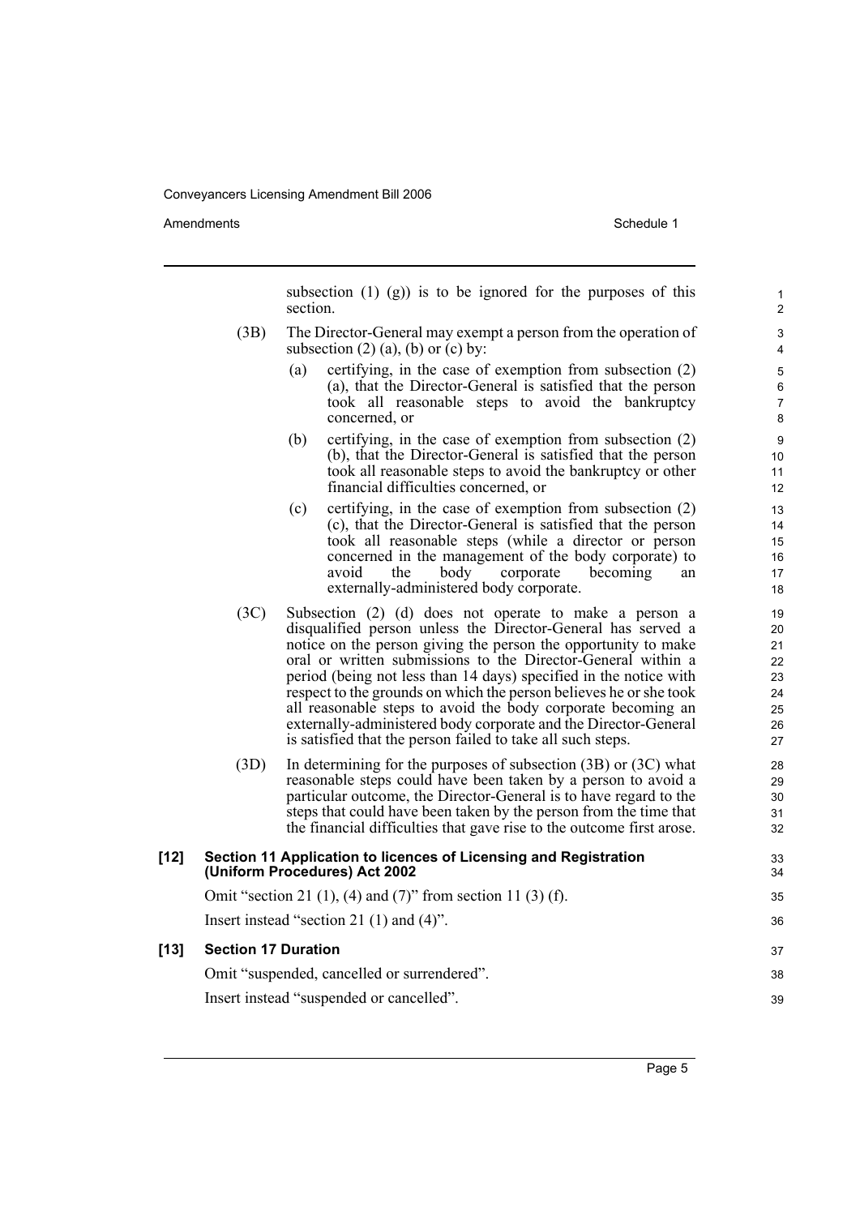subsection (1) (g)) is to be ignored for the purposes of this section.

(3B) The Director-General may exempt a person from the operation of subsection (2) (a), (b) or (c) by:

- (a) certifying, in the case of exemption from subsection (2) (a), that the Director-General is satisfied that the person took all reasonable steps to avoid the bankruptcy concerned, or
- (b) certifying, in the case of exemption from subsection (2) (b), that the Director-General is satisfied that the person took all reasonable steps to avoid the bankruptcy or other financial difficulties concerned, or
- (c) certifying, in the case of exemption from subsection (2) (c), that the Director-General is satisfied that the person took all reasonable steps (while a director or person concerned in the management of the body corporate) to avoid the body corporate becoming an externally-administered body corporate.

(3C) Subsection (2) (d) does not operate to make a person a disqualified person unless the Director-General has served a notice on the person giving the person the opportunity to make oral or written submissions to the Director-General within a period (being not less than 14 days) specified in the notice with respect to the grounds on which the person believes he or she took all reasonable steps to avoid the body corporate becoming an externally-administered body corporate and the Director-General is satisfied that the person failed to take all such steps.

(3D) In determining for the purposes of subsection (3B) or (3C) what reasonable steps could have been taken by a person to avoid a particular outcome, the Director-General is to have regard to the steps that could have been taken by the person from the time that the financial difficulties that gave rise to the outcome first arose.

**[12] Section 11 Application to licences of Licensing and Registration (Uniform Procedures) Act 2002**

Omit "section 21 (1), (4) and (7)" from section 11 (3) (f).

Insert instead "section 21 (1) and (4)".

**[13] Section 17 Duration**

Omit "suspended, cancelled or surrendered".

Insert instead "suspended or cancelled".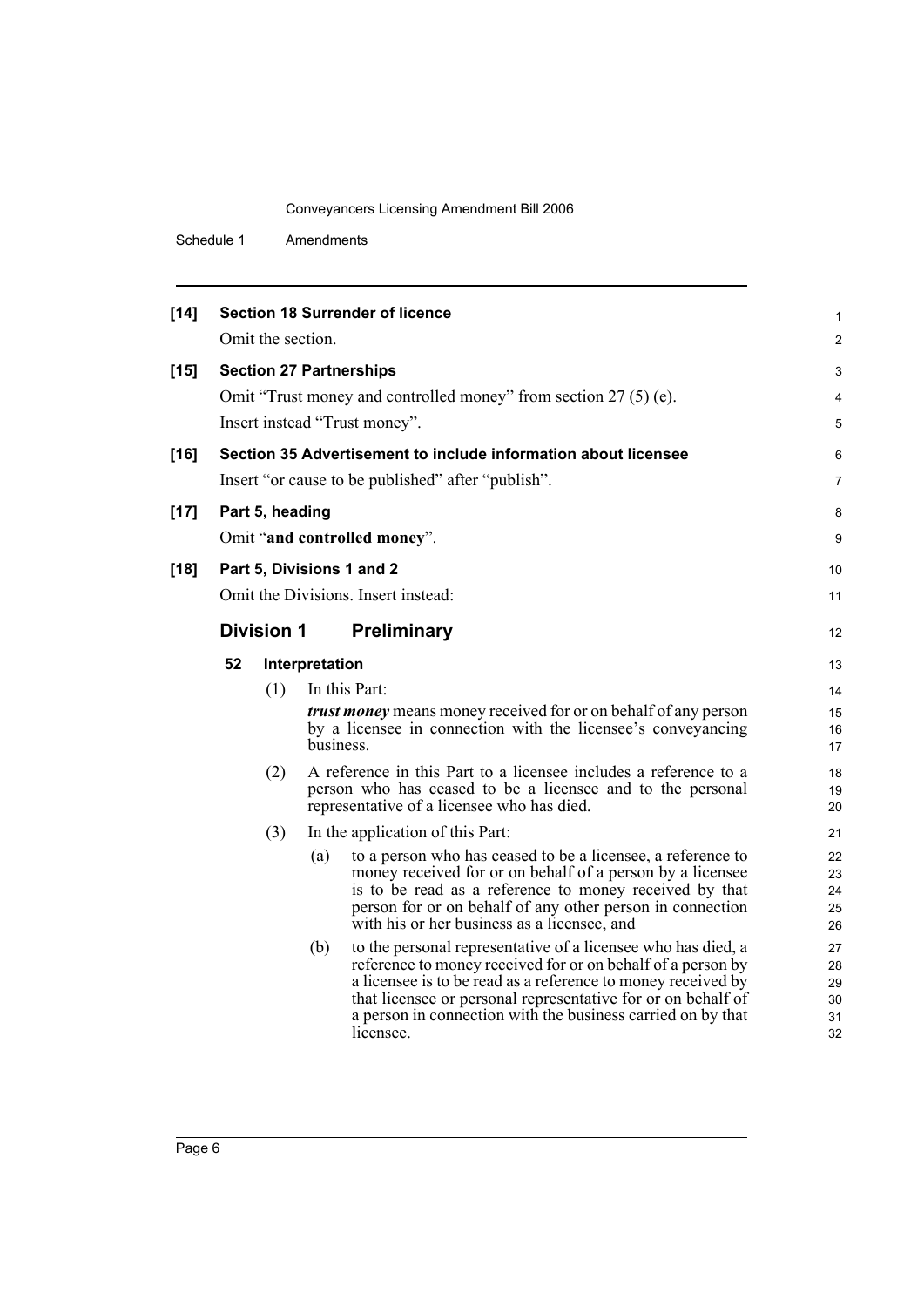**[14] Section 18 Surrender of licence**

Omit the section.

**[15] Section 27 Partnerships**

Omit "Trust money and controlled money" from section 27 (5) (e).

Insert instead "Trust money".

**[16] Section 35 Advertisement to include information about licensee**

Insert "or cause to be published" after "publish".

**[17] Part 5, heading**

Omit "**and controlled money**".

**[18] Part 5, Divisions 1 and 2**

Omit the Divisions. Insert instead:

## Division 1 Preliminary

### 52 Interpretation

(1) In this Part:

***trust money*** means money received for or on behalf of any person by a licensee in connection with the licensee's conveyancing business.

(2) A reference in this Part to a licensee includes a reference to a person who has ceased to be a licensee and to the personal representative of a licensee who has died.

(3) In the application of this Part:

(a) to a person who has ceased to be a licensee, a reference to money received for or on behalf of a person by a licensee is to be read as a reference to money received by that person for or on behalf of any other person in connection with his or her business as a licensee, and

(b) to the personal representative of a licensee who has died, a reference to money received for or on behalf of a person by a licensee is to be read as a reference to money received by that licensee or personal representative for or on behalf of a person in connection with the business carried on by that licensee.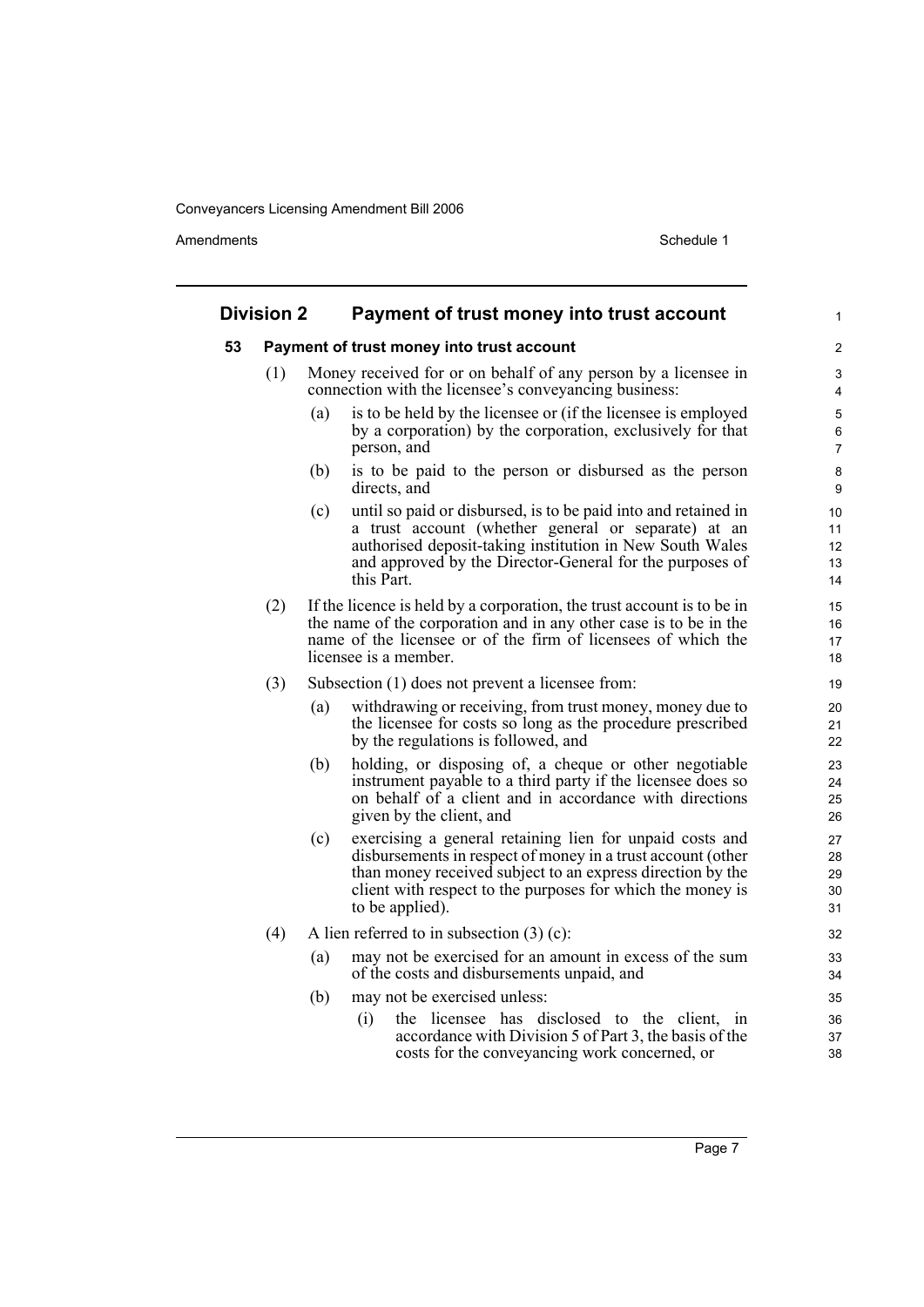## Division 2 Payment of trust money into trust account

### 53 Payment of trust money into trust account

(1) Money received for or on behalf of any person by a licensee in connection with the licensee's conveyancing business:

(a) is to be held by the licensee or (if the licensee is employed by a corporation) by the corporation, exclusively for that person, and

(b) is to be paid to the person or disbursed as the person directs, and

(c) until so paid or disbursed, is to be paid into and retained in a trust account (whether general or separate) at an authorised deposit-taking institution in New South Wales and approved by the Director-General for the purposes of this Part.

(2) If the licence is held by a corporation, the trust account is to be in the name of the corporation and in any other case is to be in the name of the licensee or of the firm of licensees of which the licensee is a member.

(3) Subsection (1) does not prevent a licensee from:

(a) withdrawing or receiving, from trust money, money due to the licensee for costs so long as the procedure prescribed by the regulations is followed, and

(b) holding, or disposing of, a cheque or other negotiable instrument payable to a third party if the licensee does so on behalf of a client and in accordance with directions given by the client, and

(c) exercising a general retaining lien for unpaid costs and disbursements in respect of money in a trust account (other than money received subject to an express direction by the client with respect to the purposes for which the money is to be applied).

(4) A lien referred to in subsection (3) (c):

(a) may not be exercised for an amount in excess of the sum of the costs and disbursements unpaid, and

(b) may not be exercised unless:

(i) the licensee has disclosed to the client, in accordance with Division 5 of Part 3, the basis of the costs for the conveyancing work concerned, or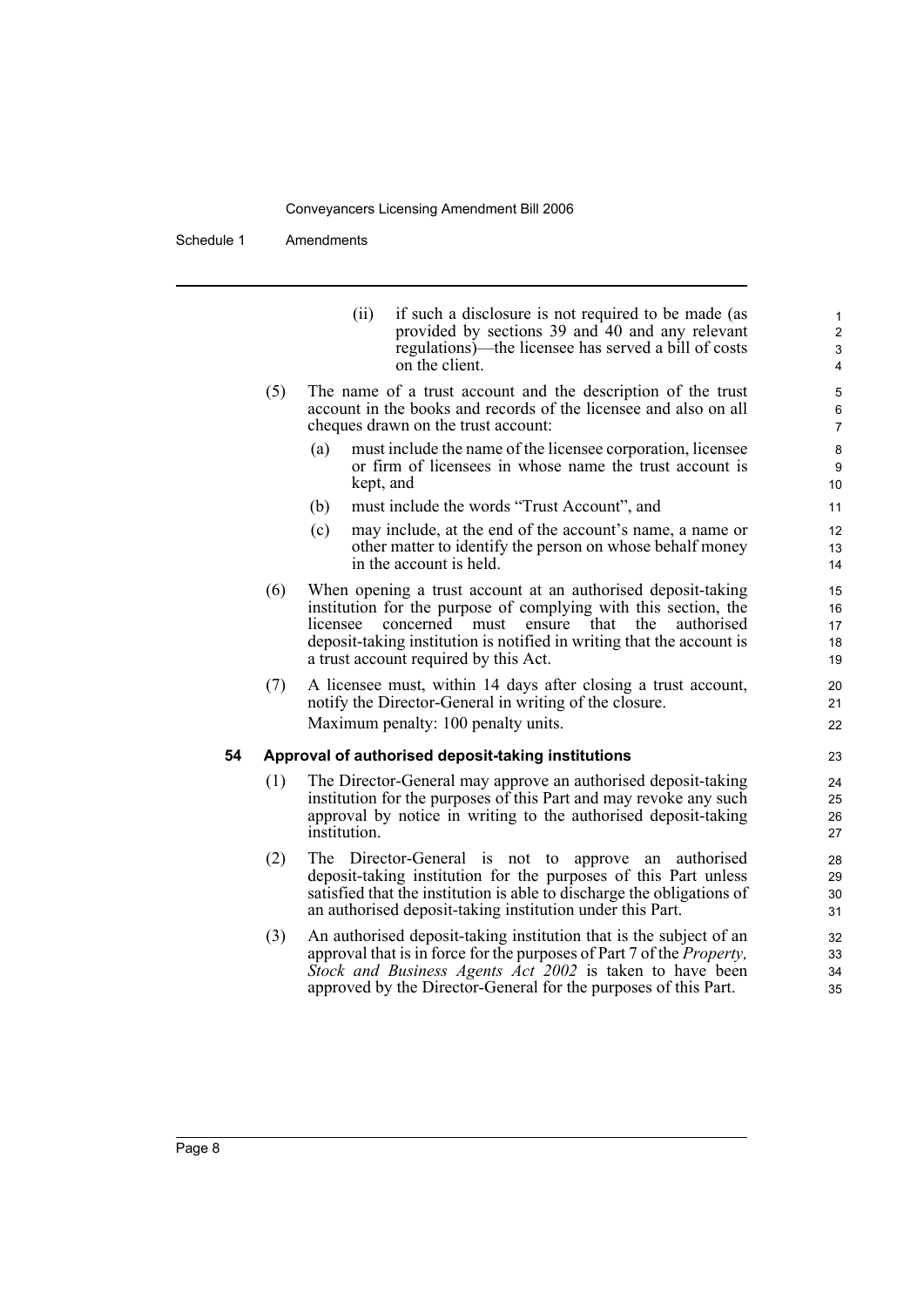(ii) if such a disclosure is not required to be made (as provided by sections 39 and 40 and any relevant regulations)—the licensee has served a bill of costs on the client.

(5) The name of a trust account and the description of the trust account in the books and records of the licensee and also on all cheques drawn on the trust account:

(a) must include the name of the licensee corporation, licensee or firm of licensees in whose name the trust account is kept, and

(b) must include the words "Trust Account", and

(c) may include, at the end of the account's name, a name or other matter to identify the person on whose behalf money in the account is held.

(6) When opening a trust account at an authorised deposit-taking institution for the purpose of complying with this section, the licensee concerned must ensure that the authorised deposit-taking institution is notified in writing that the account is a trust account required by this Act.

(7) A licensee must, within 14 days after closing a trust account, notify the Director-General in writing of the closure.

Maximum penalty: 100 penalty units.

### 54 Approval of authorised deposit-taking institutions

(1) The Director-General may approve an authorised deposit-taking institution for the purposes of this Part and may revoke any such approval by notice in writing to the authorised deposit-taking institution.

(2) The Director-General is not to approve an authorised deposit-taking institution for the purposes of this Part unless satisfied that the institution is able to discharge the obligations of an authorised deposit-taking institution under this Part.

(3) An authorised deposit-taking institution that is the subject of an approval that is in force for the purposes of Part 7 of the *Property, Stock and Business Agents Act 2002* is taken to have been approved by the Director-General for the purposes of this Part.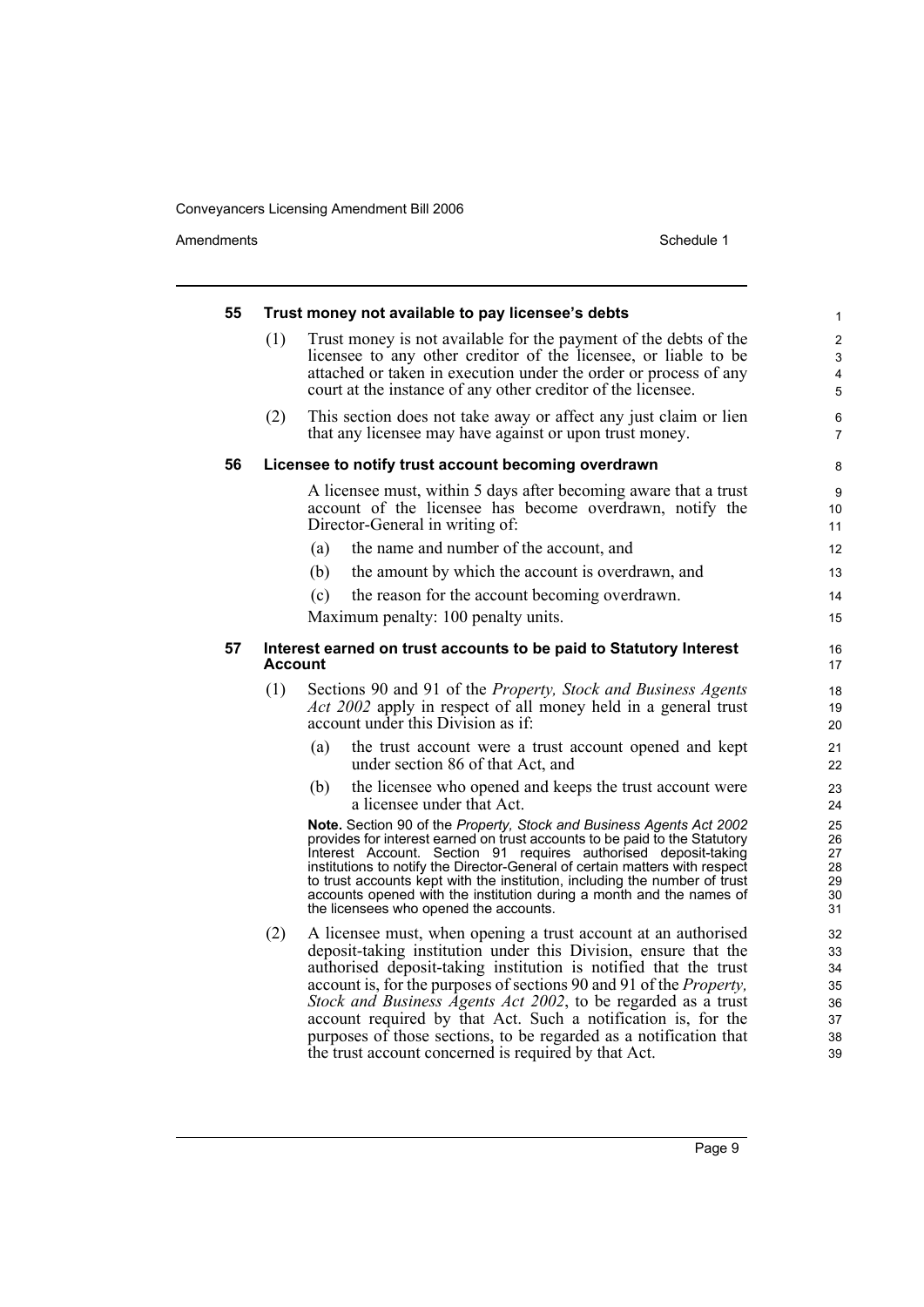### 55 Trust money not available to pay licensee's debts

(1) Trust money is not available for the payment of the debts of the licensee to any other creditor of the licensee, or liable to be attached or taken in execution under the order or process of any court at the instance of any other creditor of the licensee.

(2) This section does not take away or affect any just claim or lien that any licensee may have against or upon trust money.

### 56 Licensee to notify trust account becoming overdrawn

A licensee must, within 5 days after becoming aware that a trust account of the licensee has become overdrawn, notify the Director-General in writing of:

(a) the name and number of the account, and

(b) the amount by which the account is overdrawn, and

(c) the reason for the account becoming overdrawn.

Maximum penalty: 100 penalty units.

### 57 Interest earned on trust accounts to be paid to Statutory Interest Account

(1) Sections 90 and 91 of the *Property, Stock and Business Agents Act 2002* apply in respect of all money held in a general trust account under this Division as if:

(a) the trust account were a trust account opened and kept under section 86 of that Act, and

(b) the licensee who opened and keeps the trust account were a licensee under that Act.

**Note.** Section 90 of the *Property, Stock and Business Agents Act 2002* provides for interest earned on trust accounts to be paid to the Statutory Interest Account. Section 91 requires authorised deposit-taking institutions to notify the Director-General of certain matters with respect to trust accounts kept with the institution, including the number of trust accounts opened with the institution during a month and the names of the licensees who opened the accounts.

(2) A licensee must, when opening a trust account at an authorised deposit-taking institution under this Division, ensure that the authorised deposit-taking institution is notified that the trust account is, for the purposes of sections 90 and 91 of the *Property, Stock and Business Agents Act 2002*, to be regarded as a trust account required by that Act. Such a notification is, for the purposes of those sections, to be regarded as a notification that the trust account concerned is required by that Act.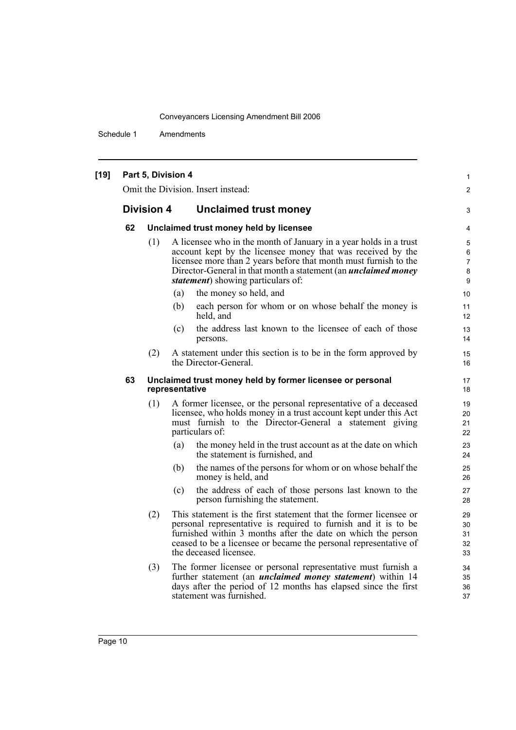**[19] Part 5, Division 4**

Omit the Division. Insert instead:

## Division 4 Unclaimed trust money

### 62 Unclaimed trust money held by licensee

(1) A licensee who in the month of January in a year holds in a trust account kept by the licensee money that was received by the licensee more than 2 years before that month must furnish to the Director-General in that month a statement (an ***unclaimed money statement***) showing particulars of:

(a) the money so held, and

(b) each person for whom or on whose behalf the money is held, and

(c) the address last known to the licensee of each of those persons.

(2) A statement under this section is to be in the form approved by the Director-General.

### 63 Unclaimed trust money held by former licensee or personal representative

(1) A former licensee, or the personal representative of a deceased licensee, who holds money in a trust account kept under this Act must furnish to the Director-General a statement giving particulars of:

(a) the money held in the trust account as at the date on which the statement is furnished, and

(b) the names of the persons for whom or on whose behalf the money is held, and

(c) the address of each of those persons last known to the person furnishing the statement.

(2) This statement is the first statement that the former licensee or personal representative is required to furnish and it is to be furnished within 3 months after the date on which the person ceased to be a licensee or became the personal representative of the deceased licensee.

(3) The former licensee or personal representative must furnish a further statement (an ***unclaimed money statement***) within 14 days after the period of 12 months has elapsed since the first statement was furnished.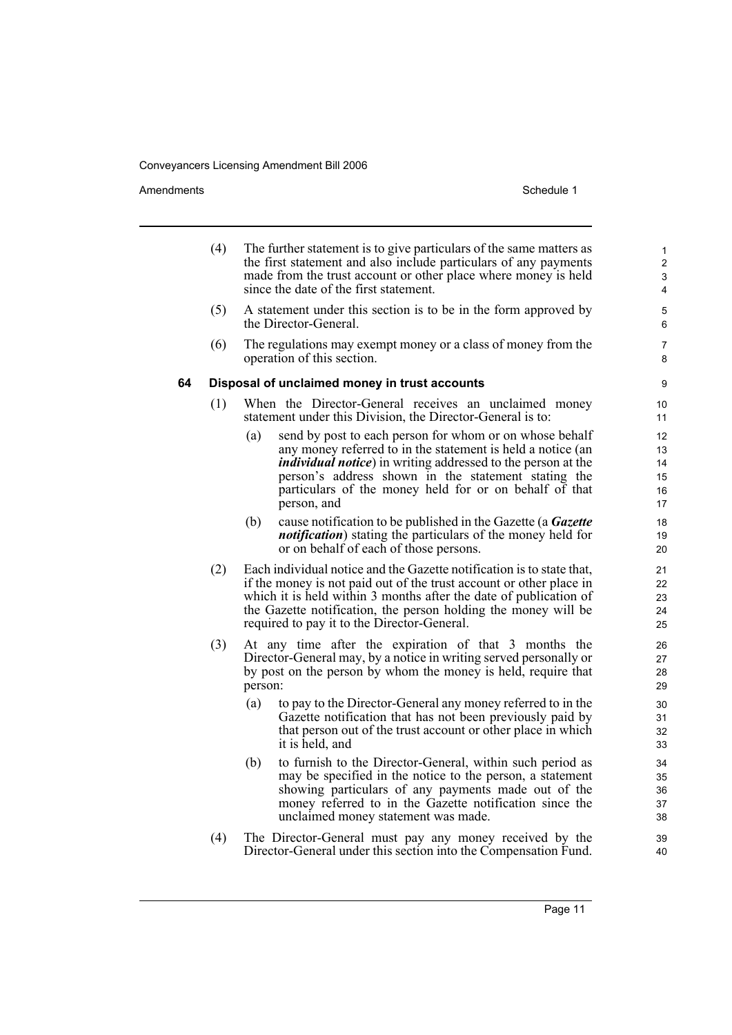(4) The further statement is to give particulars of the same matters as the first statement and also include particulars of any payments made from the trust account or other place where money is held since the date of the first statement.

(5) A statement under this section is to be in the form approved by the Director-General.

(6) The regulations may exempt money or a class of money from the operation of this section.

### 64 Disposal of unclaimed money in trust accounts

(1) When the Director-General receives an unclaimed money statement under this Division, the Director-General is to:

- (a) send by post to each person for whom or on whose behalf any money referred to in the statement is held a notice (an ***individual notice***) in writing addressed to the person at the person's address shown in the statement stating the particulars of the money held for or on behalf of that person, and
- (b) cause notification to be published in the Gazette (a ***Gazette notification***) stating the particulars of the money held for or on behalf of each of those persons.

(2) Each individual notice and the Gazette notification is to state that, if the money is not paid out of the trust account or other place in which it is held within 3 months after the date of publication of the Gazette notification, the person holding the money will be required to pay it to the Director-General.

(3) At any time after the expiration of that 3 months the Director-General may, by a notice in writing served personally or by post on the person by whom the money is held, require that person:

- (a) to pay to the Director-General any money referred to in the Gazette notification that has not been previously paid by that person out of the trust account or other place in which it is held, and
- (b) to furnish to the Director-General, within such period as may be specified in the notice to the person, a statement showing particulars of any payments made out of the money referred to in the Gazette notification since the unclaimed money statement was made.

(4) The Director-General must pay any money received by the Director-General under this section into the Compensation Fund.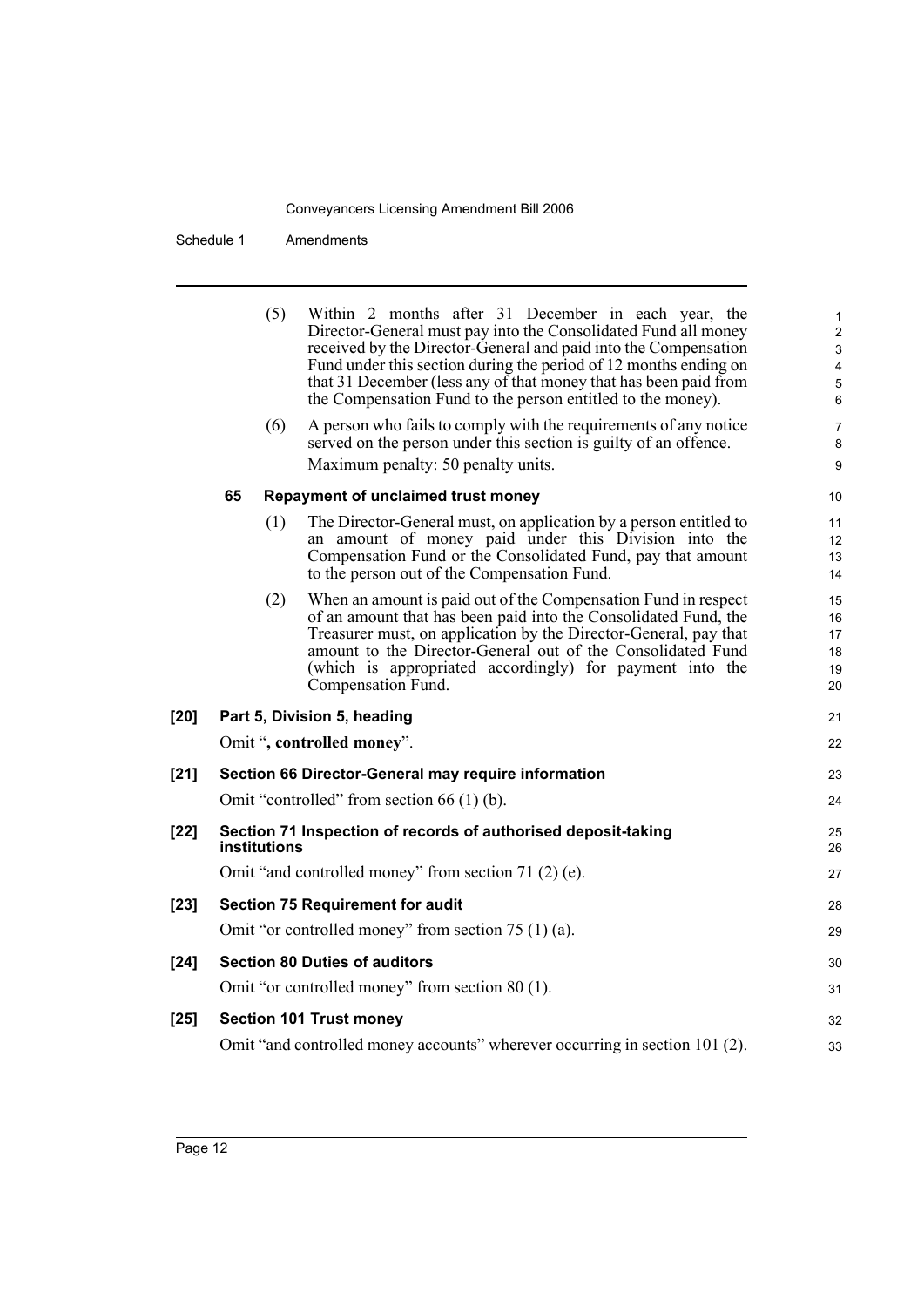(5) Within 2 months after 31 December in each year, the Director-General must pay into the Consolidated Fund all money received by the Director-General and paid into the Compensation Fund under this section during the period of 12 months ending on that 31 December (less any of that money that has been paid from the Compensation Fund to the person entitled to the money).

(6) A person who fails to comply with the requirements of any notice served on the person under this section is guilty of an offence.

Maximum penalty: 50 penalty units.

**65 Repayment of unclaimed trust money**

(1) The Director-General must, on application by a person entitled to an amount of money paid under this Division into the Compensation Fund or the Consolidated Fund, pay that amount to the person out of the Compensation Fund.

(2) When an amount is paid out of the Compensation Fund in respect of an amount that has been paid into the Consolidated Fund, the Treasurer must, on application by the Director-General, pay that amount to the Director-General out of the Consolidated Fund (which is appropriated accordingly) for payment into the Compensation Fund.

**[20] Part 5, Division 5, heading**

Omit "**, controlled money**".

**[21] Section 66 Director-General may require information**

Omit "controlled" from section 66 (1) (b).

**[22] Section 71 Inspection of records of authorised deposit-taking institutions**

Omit "and controlled money" from section 71 (2) (e).

**[23] Section 75 Requirement for audit**

Omit "or controlled money" from section 75 (1) (a).

**[24] Section 80 Duties of auditors**

Omit "or controlled money" from section 80 (1).

**[25] Section 101 Trust money**

Omit "and controlled money accounts" wherever occurring in section 101 (2).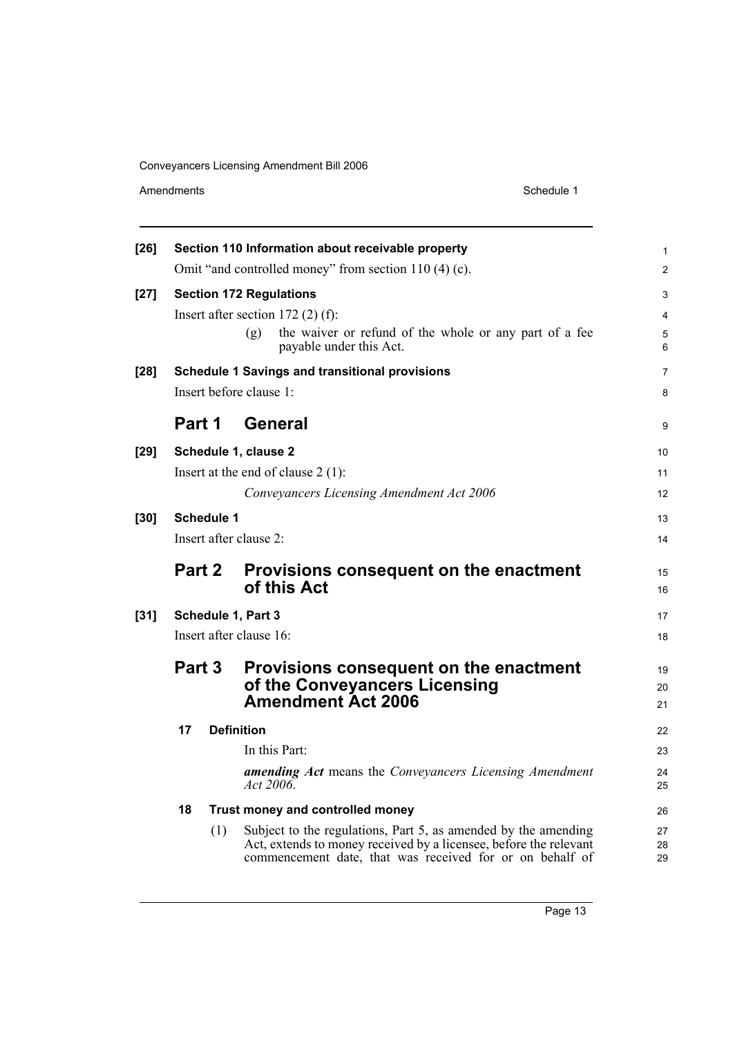**[26] Section 110 Information about receivable property**

Omit "and controlled money" from section 110 (4) (c).

**[27] Section 172 Regulations**

Insert after section 172 (2) (f):

> (g) the waiver or refund of the whole or any part of a fee payable under this Act.

**[28] Schedule 1 Savings and transitional provisions**

Insert before clause 1:

## Part 1 General

**[29] Schedule 1, clause 2**

Insert at the end of clause 2 (1):

> *Conveyancers Licensing Amendment Act 2006*

**[30] Schedule 1**

Insert after clause 2:

## Part 2 Provisions consequent on the enactment of this Act

**[31] Schedule 1, Part 3**

Insert after clause 16:

## Part 3 Provisions consequent on the enactment of the Conveyancers Licensing Amendment Act 2006

### 17 Definition

In this Part:

***amending Act*** means the *Conveyancers Licensing Amendment Act 2006*.

### 18 Trust money and controlled money

(1) Subject to the regulations, Part 5, as amended by the amending Act, extends to money received by a licensee, before the relevant commencement date, that was received for or on behalf of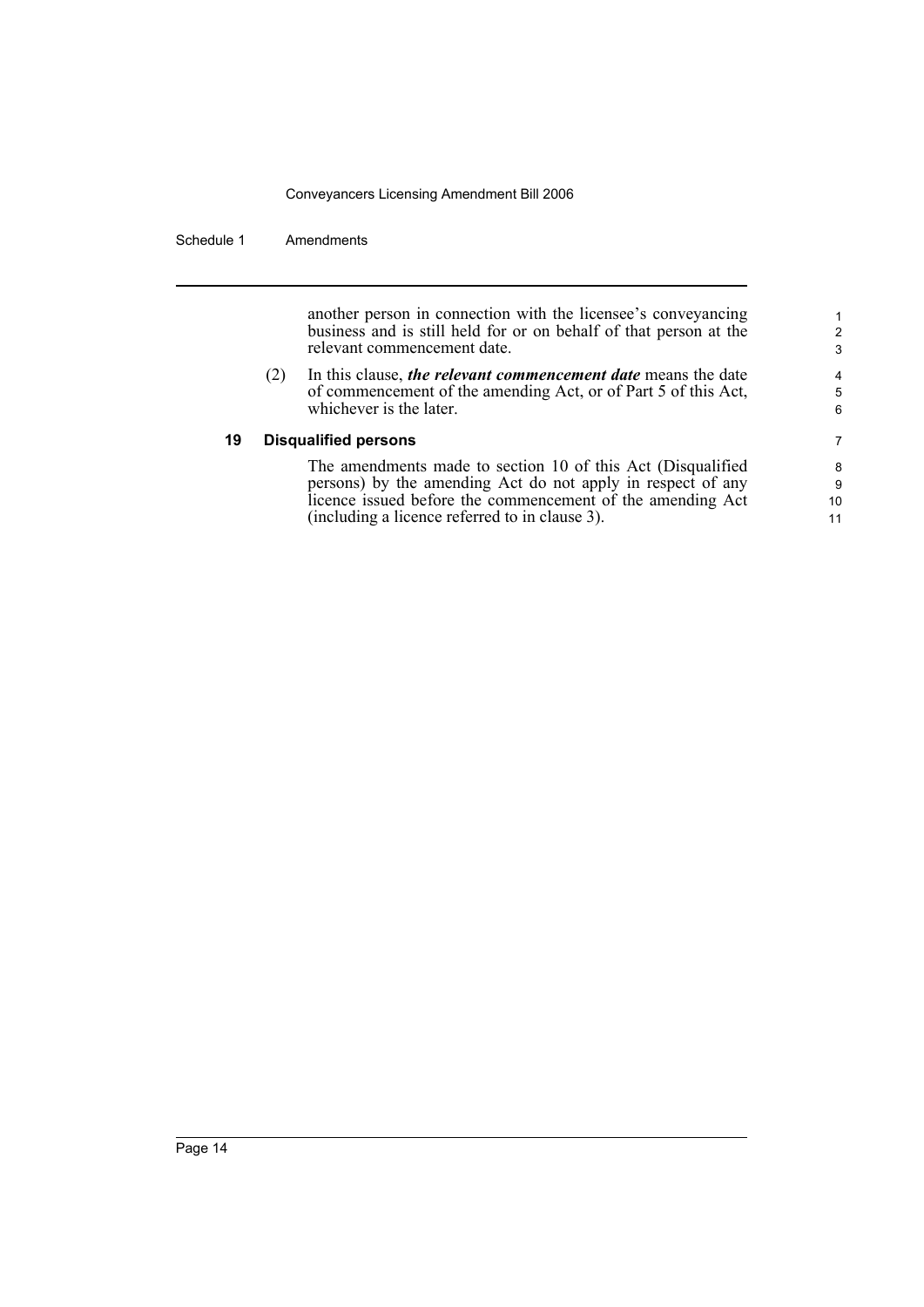another person in connection with the licensee's conveyancing business and is still held for or on behalf of that person at the relevant commencement date.

(2) In this clause, ***the relevant commencement date*** means the date of commencement of the amending Act, or of Part 5 of this Act, whichever is the later.

### 19 Disqualified persons

The amendments made to section 10 of this Act (Disqualified persons) by the amending Act do not apply in respect of any licence issued before the commencement of the amending Act (including a licence referred to in clause 3).